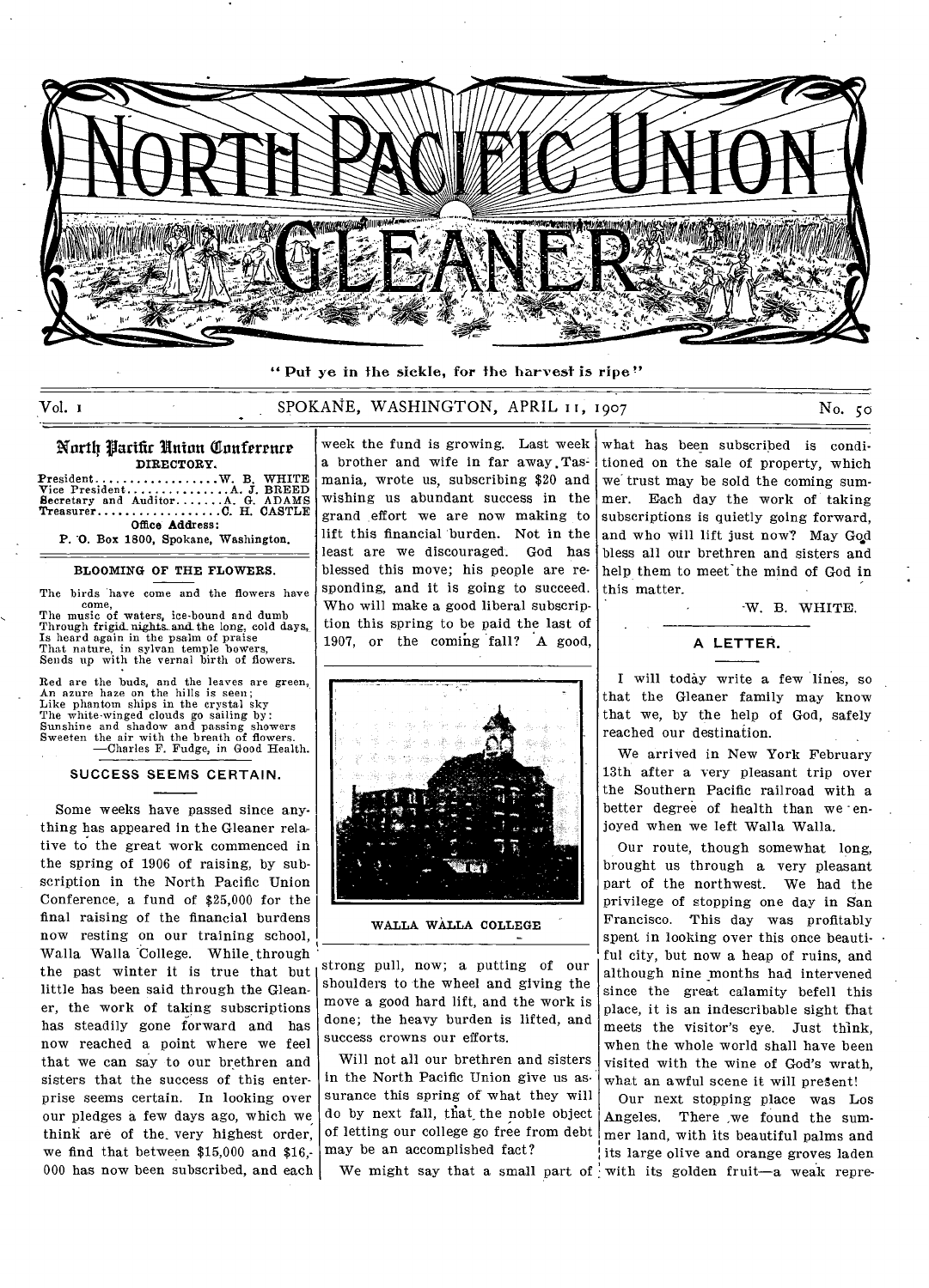# North Pacific Union Gleaner

"Put ye in the sickle, for the harvest is ripe"

Vol. 1 SPOKANE, WASHINGTON, APRIL 11, 1907 No. 50

## North Pacific Union Conference

DIRECTORY.

President..................W. B. WHITE
Vice President................A. J. BREED
Secretary and Auditor.......A. G. ADAMS
Treasurer..................C. H. CASTLE

Office Address:
P. O. Box 1800, Spokane, Washington.

### BLOOMING OF THE FLOWERS.

The birds have come and the flowers have come,
The music of waters, ice-bound and dumb
Through frigid nights and the long, cold days,
Is heard again in the psalm of praise
That nature, in sylvan temple bowers,
Sends up with the vernal birth of flowers.

Red are the buds, and the leaves are green,
An azure haze on the hills is seen;
Like phantom ships in the crystal sky
The white-winged clouds go sailing by:
Sunshine and shadow and passing showers
Sweeten the air with the breath of flowers.

—Charles F. Fudge, in Good Health.

### SUCCESS SEEMS CERTAIN.

Some weeks have passed since anything has appeared in the Gleaner relative to the great work commenced in the spring of 1906 of raising, by subscription in the North Pacific Union Conference, a fund of $25,000 for the final raising of the financial burdens now resting on our training school, Walla Walla College. While through the past winter it is true that but little has been said through the Gleaner, the work of taking subscriptions has steadily gone forward and has now reached a point where we feel that we can say to our brethren and sisters that the success of this enterprise seems certain. In looking over our pledges a few days ago, which we think are of the very highest order, we find that between $15,000 and $16,000 has now been subscribed, and each week the fund is growing. Last week a brother and wife in far away Tasmania, wrote us, subscribing $20 and wishing us abundant success in the grand effort we are now making to lift this financial burden. Not in the least are we discouraged. God has blessed this move; his people are responding, and it is going to succeed. Who will make a good liberal subscription this spring to be paid the last of 1907, or the coming fall? A good, strong pull, now; a putting of our shoulders to the wheel and giving the move a good hard lift, and the work is done; the heavy burden is lifted, and success crowns our efforts.

WALLA WALLA COLLEGE

Will not all our brethren and sisters in the North Pacific Union give us assurance this spring of what they will do by next fall, that the noble object of letting our college go free from debt may be an accomplished fact?

We might say that a small part of what has been subscribed is conditioned on the sale of property, which we trust may be sold the coming summer. Each day the work of taking subscriptions is quietly going forward, and who will lift just now? May God bless all our brethren and sisters and help them to meet the mind of God in this matter.

W. B. WHITE.

### A LETTER.

I will today write a few lines, so that the Gleaner family may know that we, by the help of God, safely reached our destination.

We arrived in New York February 13th after a very pleasant trip over the Southern Pacific railroad with a better degree of health than we enjoyed when we left Walla Walla.

Our route, though somewhat long, brought us through a very pleasant part of the northwest. We had the privilege of stopping one day in San Francisco. This day was profitably spent in looking over this once beautiful city, but now a heap of ruins, and although nine months had intervened since the great calamity befell this place, it is an indescribable sight that meets the visitor's eye. Just think, when the whole world shall have been visited with the wine of God's wrath, what an awful scene it will present!

Our next stopping place was Los Angeles. There we found the summer land, with its beautiful palms and its large olive and orange groves laden with its golden fruit—a weak repre-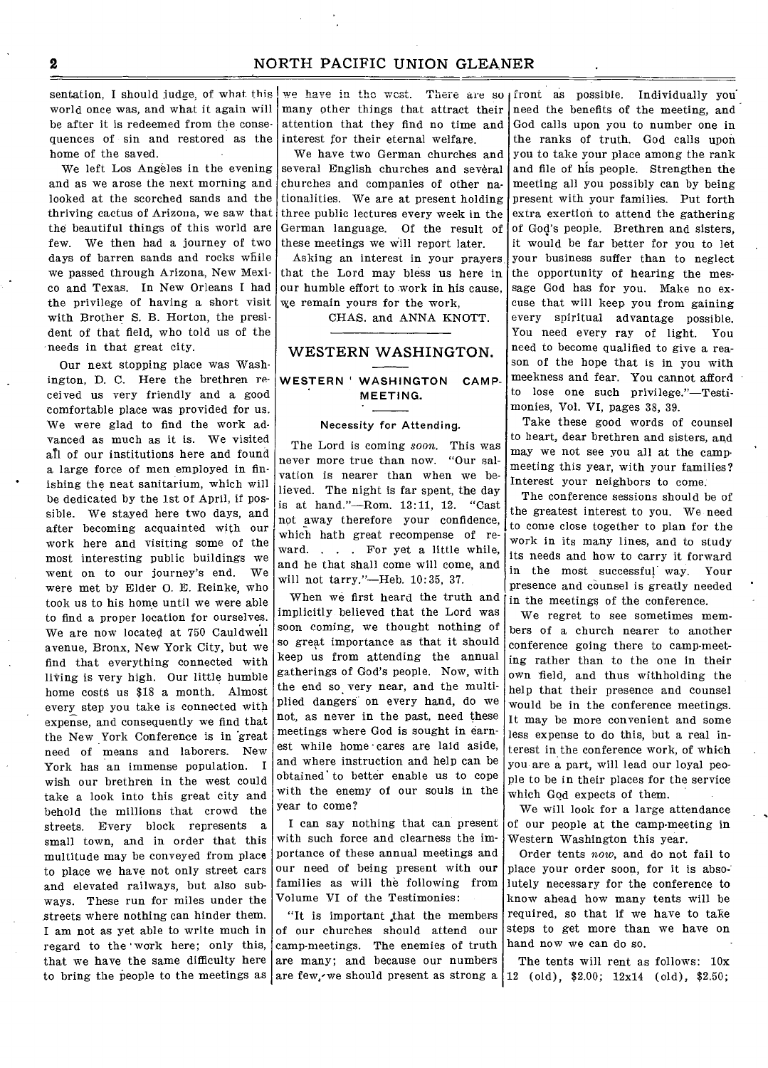sentation, I should judge, of what this world once was, and what it again will be after it is redeemed from the consequences of sin and restored as the home of the saved.

We left Los Angeles in the evening and as we arose the next morning and looked at the scorched sands and the thriving cactus of Arizona, we saw that the beautiful things of this world are few. We then had a journey of two days of barren sands and rocks while we passed through Arizona, New Mexico and Texas. In New Orleans I had the privilege of having a short visit with Brother S. B. Horton, the president of that field, who told us of the needs in that great city.

Our next stopping place was Washington, D. C. Here the brethren received us very friendly and a good comfortable place was provided for us. We were glad to find the work advanced as much as it is. We visited all of our institutions here and found a large force of men employed in finishing the neat sanitarium, which will be dedicated by the 1st of April, if possible. We stayed here two days, and after becoming acquainted with our work here and visiting some of the most interesting public buildings we went on to our journey's end. We were met by Elder O. E. Reinke, who took us to his home until we were able to find a proper location for ourselves. We are now located at 750 Cauldwell avenue, Bronx, New York City, but we find that everything connected with living is very high. Our little humble home costs us $18 a month. Almost every step you take is connected with expense, and consequently we find that the New York Conference is in great need of means and laborers. New York has an immense population. I wish our brethren in the west could take a look into this great city and behold the millions that crowd the streets. Every block represents a small town, and in order that this multitude may be conveyed from place to place we have not only street cars and elevated railways, but also subways. These run for miles under the streets where nothing can hinder them. I am not as yet able to write much in regard to the work here; only this, that we have the same difficulty here to bring the people to the meetings as we have in the west. There are so many other things that attract their attention that they find no time and interest for their eternal welfare.

We have two German churches and several English churches and several churches and companies of other nationalities. We are at present holding three public lectures every week in the German language. Of the result of these meetings we will report later.

Asking an interest in your prayers that the Lord may bless us here in our humble effort to work in his cause, we remain yours for the work,

CHAS. and ANNA KNOTT.

## WESTERN WASHINGTON.

### WESTERN WASHINGTON CAMP-MEETING.

#### Necessity for Attending.

The Lord is coming *soon*. This was never more true than now. "Our salvation is nearer than when we believed. The night is far spent, the day is at hand."—Rom. 13:11, 12. "Cast not away therefore your confidence, which hath great recompense of reward. . . . For yet a little while, and he that shall come will come, and will not tarry."—Heb. 10:35, 37.

When we first heard the truth and implicitly believed that the Lord was soon coming, we thought nothing of so great importance as that it should keep us from attending the annual gatherings of God's people. Now, with the end so very near, and the multiplied dangers on every hand, do we not, as never in the past, need these meetings where God is sought in earnest while home-cares are laid aside, and where instruction and help can be obtained to better enable us to cope with the enemy of our souls in the year to come?

I can say nothing that can present with such force and clearness the importance of these annual meetings and our need of being present with our families as will the following from Volume VI of the Testimonies:

"It is important that the members of our churches should attend our camp-meetings. The enemies of truth are many; and because our numbers are few, we should present as strong a front as possible. Individually you need the benefits of the meeting, and God calls upon you to number one in the ranks of truth. God calls upon you to take your place among the rank and file of his people. Strengthen the meeting all you possibly can by being present with your families. Put forth extra exertion to attend the gathering of God's people. Brethren and sisters, it would be far better for you to let your business suffer than to neglect the opportunity of hearing the message God has for you. Make no excuse that will keep you from gaining every spiritual advantage possible. You need every ray of light. You need to become qualified to give a reason of the hope that is in you with meekness and fear. You cannot afford to lose one such privilege."—Testimonies, Vol. VI, pages 38, 39.

Take these good words of counsel to heart, dear brethren and sisters, and may we not see you all at the camp-meeting this year, with your families? Interest your neighbors to come.

The conference sessions should be of the greatest interest to you. We need to come close together to plan for the work in its many lines, and to study its needs and how to carry it forward in the most successful way. Your presence and counsel is greatly needed in the meetings of the conference.

We regret to see sometimes members of a church nearer to another conference going there to camp-meeting rather than to the one in their own field, and thus withholding the help that their presence and counsel would be in the conference meetings. It may be more convenient and some less expense to do this, but a real interest in the conference work, of which you are a part, will lead our loyal people to be in their places for the service which God expects of them.

We will look for a large attendance of our people at the camp-meeting in Western Washington this year.

Order tents *now*, and do not fail to place your order soon, for it is absolutely necessary for the conference to know ahead how many tents will be required, so that if we have to take steps to get more than we have on hand now we can do so.

The tents will rent as follows: 10x12 (old), $2.00; 12x14 (old), $2.50;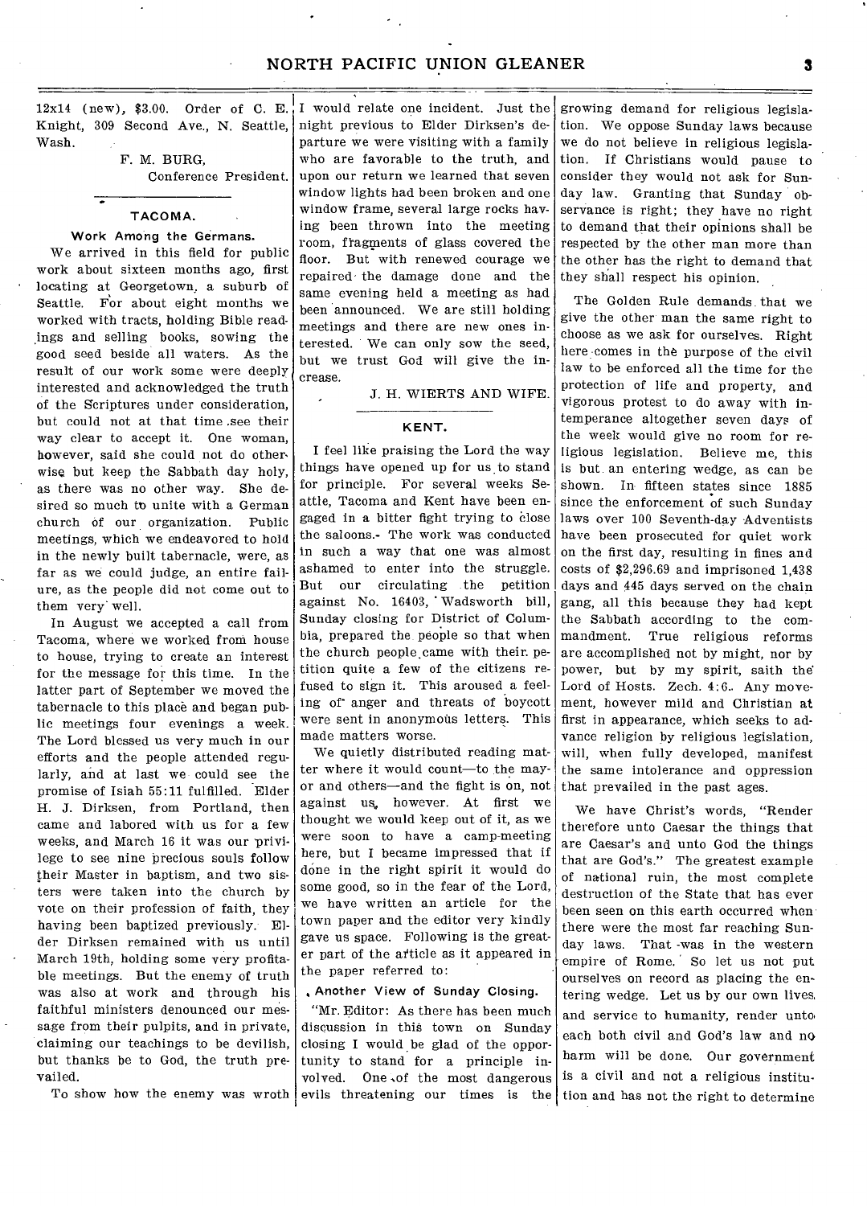12x14 (new), $3.00. Order of C. E. Knight, 309 Second Ave., N. Seattle, Wash.

F. M. BURG,
Conference President.

## TACOMA.

### Work Among the Germans.

We arrived in this field for public work about sixteen months ago, first locating at Georgetown, a suburb of Seattle. For about eight months we worked with tracts, holding Bible readings and selling books, sowing the good seed beside all waters. As the result of our work some were deeply interested and acknowledged the truth of the Scriptures under consideration, but could not at that time see their way clear to accept it. One woman, however, said she could not do otherwise but keep the Sabbath day holy, as there was no other way. She desired so much to unite with a German church of our organization. Public meetings, which we endeavored to hold in the newly built tabernacle, were, as far as we could judge, an entire failure, as the people did not come out to them very well.

In August we accepted a call from Tacoma, where we worked from house to house, trying to create an interest for the message for this time. In the latter part of September we moved the tabernacle to this place and began public meetings four evenings a week. The Lord blessed us very much in our efforts and the people attended regularly, and at last we could see the promise of Isiah 55:11 fulfilled. Elder H. J. Dirksen, from Portland, then came and labored with us for a few weeks, and March 16 it was our privilege to see nine precious souls follow their Master in baptism, and two sisters were taken into the church by vote on their profession of faith, they having been baptized previously. Elder Dirksen remained with us until March 19th, holding some very profitable meetings. But the enemy of truth was also at work and through his faithful ministers denounced our message from their pulpits, and in private, claiming our teachings to be devilish, but thanks be to God, the truth prevailed.

To show how the enemy was wroth I would relate one incident. Just the night previous to Elder Dirksen's departure we were visiting with a family who are favorable to the truth, and upon our return we learned that seven window lights had been broken and one window frame, several large rocks having been thrown into the meeting room, fragments of glass covered the floor. But with renewed courage we repaired the damage done and the same evening held a meeting as had been announced. We are still holding meetings and there are new ones interested. We can only sow the seed, but we trust God will give the increase.

J. H. WIERTS AND WIFE.

## KENT.

I feel like praising the Lord the way things have opened up for us to stand for principle. For several weeks Seattle, Tacoma and Kent have been engaged in a bitter fight trying to close the saloons. The work was conducted in such a way that one was almost ashamed to enter into the struggle. But our circulating the petition against No. 16403, Wadsworth bill, Sunday closing for District of Columbia, prepared the people so that when the church people came with their petition quite a few of the citizens refused to sign it. This aroused a feeling of anger and threats of boycott were sent in anonymous letters. This made matters worse.

We quietly distributed reading matter where it would count—to the mayor and others—and the fight is on, not against us, however. At first we thought we would keep out of it, as we were soon to have a camp-meeting here, but I became impressed that if done in the right spirit it would do some good, so in the fear of the Lord, we have written an article for the town paper and the editor very kindly gave us space. Following is the greater part of the article as it appeared in the paper referred to:

### Another View of Sunday Closing.

"Mr. Editor: As there has been much discussion in this town on Sunday closing I would be glad of the opportunity to stand for a principle involved. One of the most dangerous evils threatening our times is the growing demand for religious legislation. We oppose Sunday laws because we do not believe in religious legislation. If Christians would pause to consider they would not ask for Sunday law. Granting that Sunday observance is right; they have no right to demand that their opinions shall be respected by the other man more than the other has the right to demand that they shall respect his opinion.

The Golden Rule demands that we give the other man the same right to choose as we ask for ourselves. Right here comes in the purpose of the civil law to be enforced all the time for the protection of life and property, and vigorous protest to do away with intemperance altogether seven days of the week would give no room for religious legislation. Believe me, this is but an entering wedge, as can be shown. In fifteen states since 1885 since the enforcement of such Sunday laws over 100 Seventh-day Adventists have been prosecuted for quiet work on the first day, resulting in fines and costs of $2,296.69 and imprisoned 1,438 days and 445 days served on the chain gang, all this because they had kept the Sabbath according to the commandment. True religious reforms are accomplished not by might, nor by power, but by my spirit, saith the Lord of Hosts. Zech. 4:6. Any movement, however mild and Christian at first in appearance, which seeks to advance religion by religious legislation, will, when fully developed, manifest the same intolerance and oppression that prevailed in the past ages.

We have Christ's words, "Render therefore unto Caesar the things that are Caesar's and unto God the things that are God's." The greatest example of national ruin, the most complete destruction of the State that has ever been seen on this earth occurred when there were the most far reaching Sunday laws. That was in the western empire of Rome. So let us not put ourselves on record as placing the entering wedge. Let us by our own lives and service to humanity, render unto each both civil and God's law and no harm will be done. Our government is a civil and not a religious institution and has not the right to determine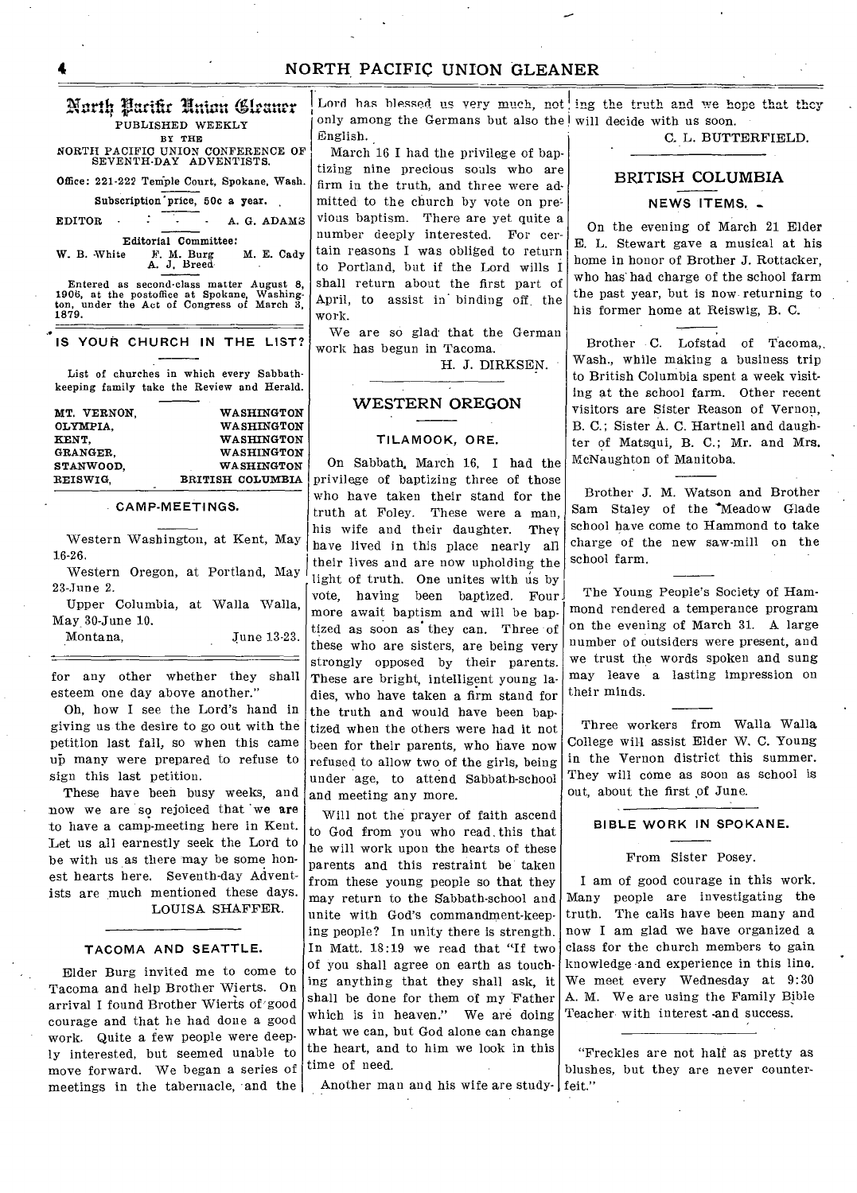# North Pacific Union Gleaner

PUBLISHED WEEKLY

BY THE

NORTH PACIFIC UNION CONFERENCE OF SEVENTH-DAY ADVENTISTS.

Office: 221-222 Temple Court, Spokane, Wash.

Subscription price, 50c a year.

EDITOR . . . A. G. ADAMS

Editorial Committee:

W. B. White F. M. Burg M. E. Cady A. J. Breed

Entered as second-class matter August 8, 1906, at the postoffice at Spokane, Washington, under the Act of Congress of March 3, 1879.

## IS YOUR CHURCH IN THE LIST?

List of churches in which every Sabbath-keeping family take the Review and Herald.

| | |
|---|---|
| MT. VERNON, | WASHINGTON |
| OLYMPIA, | WASHINGTON |
| KENT, | WASHINGTON |
| GRANGER, | WASHINGTON |
| STANWOOD, | WASHINGTON |
| REISWIG, | BRITISH COLUMBIA |

### CAMP-MEETINGS.

Western Washington, at Kent, May 16-26.

Western Oregon, at Portland, May 23-June 2.

Upper Columbia, at Walla Walla, May 30-June 10.

Montana, June 13-23.

for any other whether they shall esteem one day above another."

Oh, how I see the Lord's hand in giving us the desire to go out with the petition last fall, so when this came up many were prepared to refuse to sign this last petition.

These have been busy weeks, and now we are so rejoiced that we are to have a camp-meeting here in Kent. Let us all earnestly seek the Lord to be with us as there may be some honest hearts here. Seventh-day Adventists are much mentioned these days.

LOUISA SHAFFER.

### TACOMA AND SEATTLE.

Elder Burg invited me to come to Tacoma and help Brother Wierts. On arrival I found Brother Wierts of good courage and that he had done a good work. Quite a few people were deeply interested, but seemed unable to move forward. We began a series of meetings in the tabernacle, and the Lord has blessed us very much, not only among the Germans but also the English.

March 16 I had the privilege of baptizing nine precious souls who are firm in the truth, and three were admitted to the church by vote on previous baptism. There are yet quite a number deeply interested. For certain reasons I was obliged to return to Portland, but if the Lord wills I shall return about the first part of April, to assist in binding off the work.

We are so glad that the German work has begun in Tacoma.

H. J. DIRKSEN.

## WESTERN OREGON

### TILAMOOK, ORE.

On Sabbath, March 16, I had the privilege of baptizing three of those who have taken their stand for the truth at Foley. These were a man, his wife and their daughter. They have lived in this place nearly all their lives and are now upholding the light of truth. One unites with us by vote, having been baptized. Four more await baptism and will be baptized as soon as they can. Three of these who are sisters, are being very strongly opposed by their parents. These are bright, intelligent young ladies, who have taken a firm stand for the truth and would have been baptized when the others were had it not been for their parents, who have now refused to allow two of the girls, being under age, to attend Sabbath-school and meeting any more.

Will not the prayer of faith ascend to God from you who read this that he will work upon the hearts of these parents and this restraint be taken from these young people so that they may return to the Sabbath-school and unite with God's commandment-keeping people? In unity there is strength. In Matt. 18:19 we read that "If two of you shall agree on earth as touching anything that they shall ask, it shall be done for them of my Father which is in heaven." We are doing what we can, but God alone can change the heart, and to him we look in this time of need.

Another man and his wife are studying the truth and we hope that they will decide with us soon.

C. L. BUTTERFIELD.

## BRITISH COLUMBIA

### NEWS ITEMS.

On the evening of March 21 Elder E. L. Stewart gave a musical at his home in honor of Brother J. Rottacker, who has had charge of the school farm the past year, but is now returning to his former home at Reiswig, B. C.

Brother C. Lofstad of Tacoma, Wash., while making a business trip to British Columbia spent a week visiting at the school farm. Other recent visitors are Sister Reason of Vernon, B. C.; Sister A. C. Hartnell and daughter of Matsqui, B. C.; Mr. and Mrs. McNaughton of Manitoba.

Brother J. M. Watson and Brother Sam Staley of the Meadow Glade school have come to Hammond to take charge of the new saw-mill on the school farm.

The Young People's Society of Hammond rendered a temperance program on the evening of March 31. A large number of outsiders were present, and we trust the words spoken and sung may leave a lasting impression on their minds.

Three workers from Walla Walla College will assist Elder W. C. Young in the Vernon district this summer. They will come as soon as school is out, about the first of June.

### BIBLE WORK IN SPOKANE.

From Sister Posey.

I am of good courage in this work. Many people are investigating the truth. The calls have been many and now I am glad we have organized a class for the church members to gain knowledge and experience in this line. We meet every Wednesday at 9:30 A. M. We are using the Family Bible Teacher with interest and success.

"Freckles are not half as pretty as blushes, but they are never counterfeit."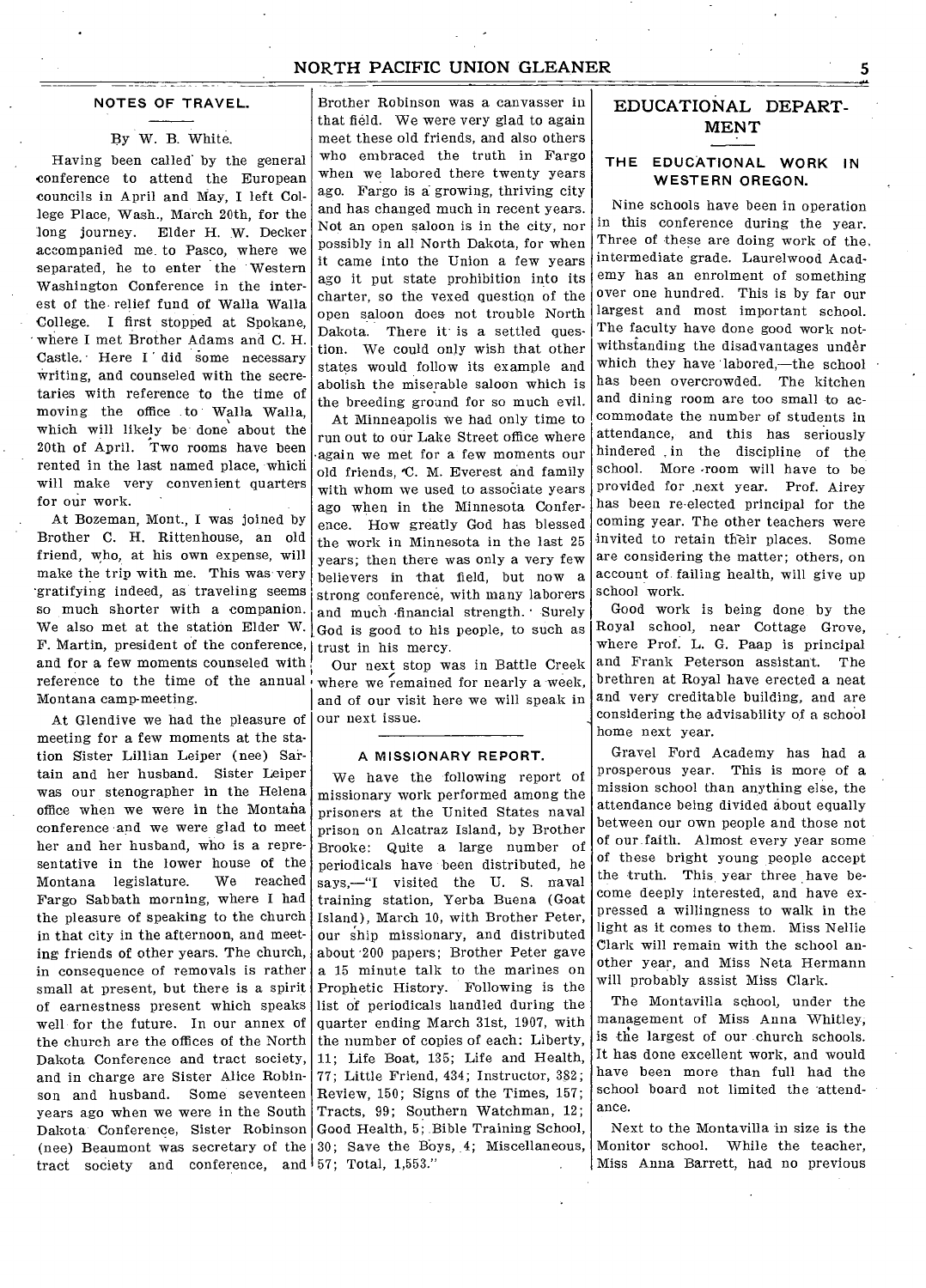## NOTES OF TRAVEL.

By W. B. White.

Having been called by the general conference to attend the European councils in April and May, I left College Place, Wash., March 20th, for the long journey. Elder H. W. Decker accompanied me to Pasco, where we separated, he to enter the Western Washington Conference in the interest of the relief fund of Walla Walla College. I first stopped at Spokane, where I met Brother Adams and C. H. Castle. Here I did some necessary writing, and counseled with the secretaries with reference to the time of moving the office to Walla Walla, which will likely be done about the 20th of April. Two rooms have been rented in the last named place, which will make very convenient quarters for our work.

At Bozeman, Mont., I was joined by Brother C. H. Rittenhouse, an old friend, who, at his own expense, will make the trip with me. This was very gratifying indeed, as traveling seems so much shorter with a companion. We also met at the station Elder W. F. Martin, president of the conference, and for a few moments counseled with reference to the time of the annual Montana camp-meeting.

At Glendive we had the pleasure of meeting for a few moments at the station Sister Lillian Leiper (nee) Sartain and her husband. Sister Leiper was our stenographer in the Helena office when we were in the Montana conference and we were glad to meet her and her husband, who is a representative in the lower house of the Montana legislature. We reached Fargo Sabbath morning, where I had the pleasure of speaking to the church in that city in the afternoon, and meeting friends of other years. The church, in consequence of removals is rather small at present, but there is a spirit of earnestness present which speaks well for the future. In our annex of the church are the offices of the North Dakota Conference and tract society, and in charge are Sister Alice Robinson and husband. Some seventeen years ago when we were in the South Dakota Conference, Sister Robinson (nee) Beaumont was secretary of the tract society and conference, and Brother Robinson was a canvasser in that field. We were very glad to again meet these old friends, and also others who embraced the truth in Fargo when we labored there twenty years ago. Fargo is a growing, thriving city and has changed much in recent years. Not an open saloon is in the city, nor possibly in all North Dakota, for when it came into the Union a few years ago it put state prohibition into its charter, so the vexed question of the open saloon does not trouble North Dakota. There it is a settled question. We could only wish that other states would follow its example and abolish the miserable saloon which is the breeding ground for so much evil.

At Minneapolis we had only time to run out to our Lake Street office where again we met for a few moments our old friends, C. M. Everest and family with whom we used to associate years ago when in the Minnesota Conference. How greatly God has blessed the work in Minnesota in the last 25 years; then there was only a very few believers in that field, but now a strong conference, with many laborers and much financial strength. Surely God is good to his people, to such as trust in his mercy.

Our next stop was in Battle Creek where we remained for nearly a week, and of our visit here we will speak in our next issue.

## A MISSIONARY REPORT.

We have the following report of missionary work performed among the prisoners at the United States naval prison on Alcatraz Island, by Brother Brooke: Quite a large number of periodicals have been distributed, he says,—"I visited the U. S. naval training station, Yerba Buena (Goat Island), March 10, with Brother Peter, our ship missionary, and distributed about 200 papers; Brother Peter gave a 15 minute talk to the marines on Prophetic History. Following is the list of periodicals handled during the quarter ending March 31st, 1907, with the number of copies of each: Liberty, 11; Life Boat, 135; Life and Health, 77; Little Friend, 434; Instructor, 382; Review, 150; Signs of the Times, 157; Tracts, 99; Southern Watchman, 12; Good Health, 5; Bible Training School, 30; Save the Boys, 4; Miscellaneous, 57; Total, 1,553."

# EDUCATIONAL DEPARTMENT

## THE EDUCATIONAL WORK IN WESTERN OREGON.

Nine schools have been in operation in this conference during the year. Three of these are doing work of the intermediate grade. Laurelwood Academy has an enrolment of something over one hundred. This is by far our largest and most important school. The faculty have done good work notwithstanding the disadvantages under which they have labored,—the school has been overcrowded. The kitchen and dining room are too small to accommodate the number of students in attendance, and this has seriously hindered in the discipline of the school. More room will have to be provided for next year. Prof. Airey has been re-elected principal for the coming year. The other teachers were invited to retain their places. Some are considering the matter; others, on account of failing health, will give up school work.

Good work is being done by the Royal school, near Cottage Grove, where Prof. L. G. Paap is principal and Frank Peterson assistant. The brethren at Royal have erected a neat and very creditable building, and are considering the advisability of a school home next year.

Gravel Ford Academy has had a prosperous year. This is more of a mission school than anything else, the attendance being divided about equally between our own people and those not of our faith. Almost every year some of these bright young people accept the truth. This year three have become deeply interested, and have expressed a willingness to walk in the light as it comes to them. Miss Nellie Clark will remain with the school another year, and Miss Neta Hermann will probably assist Miss Clark.

The Montavilla school, under the management of Miss Anna Whitley, is the largest of our church schools. It has done excellent work, and would have been more than full had the school board not limited the attendance.

Next to the Montavilla in size is the Monitor school. While the teacher, Miss Anna Barrett, had no previous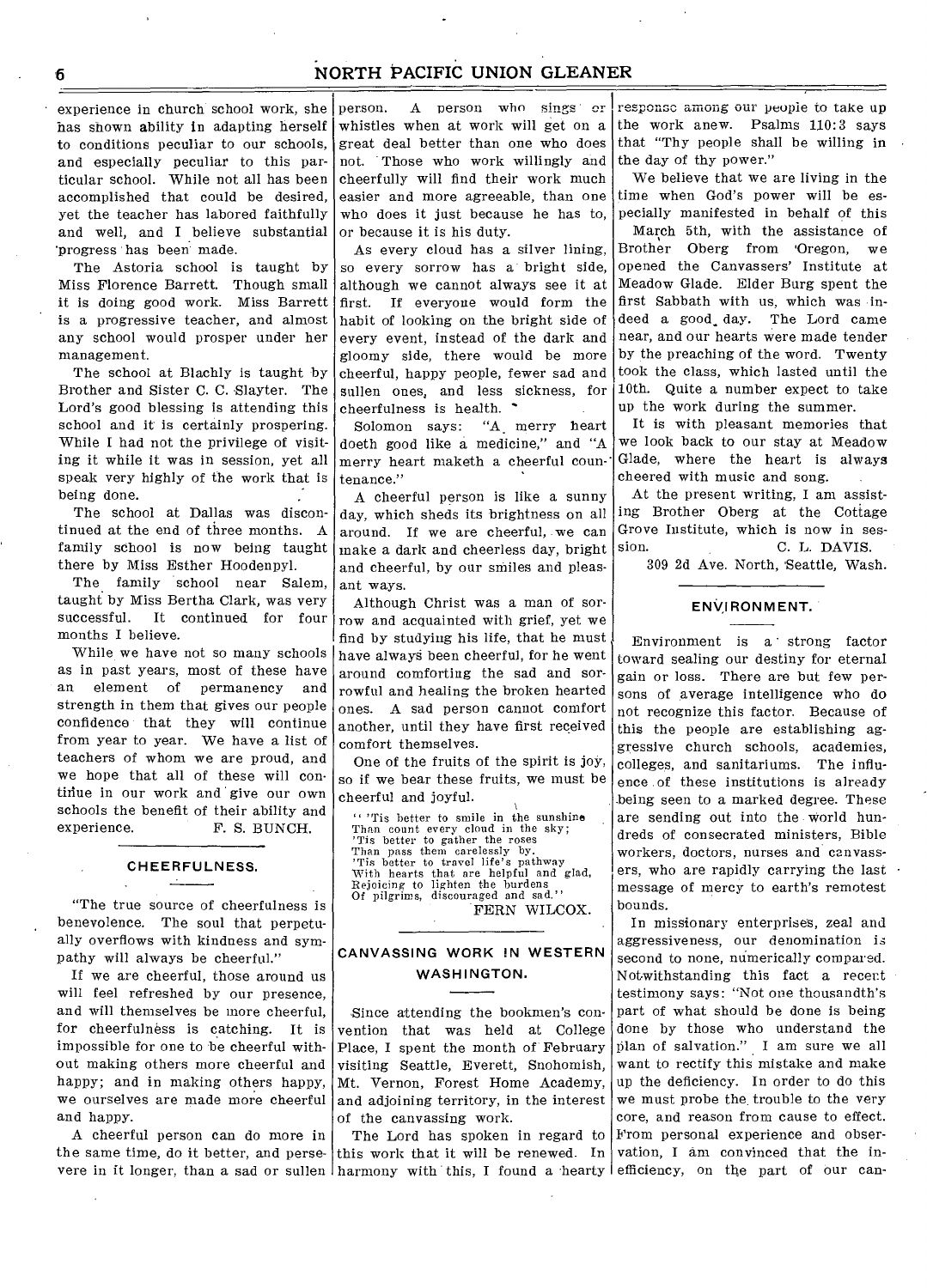experience in church school work, she has shown ability in adapting herself to conditions peculiar to our schools, and especially peculiar to this particular school. While not all has been accomplished that could be desired, yet the teacher has labored faithfully and well, and I believe substantial progress has been made.

The Astoria school is taught by Miss Florence Barrett. Though small it is doing good work. Miss Barrett is a progressive teacher, and almost any school would prosper under her management.

The school at Blachly is taught by Brother and Sister C. C. Slayter. The Lord's good blessing is attending this school and it is certainly prospering. While I had not the privilege of visiting it while it was in session, yet all speak very highly of the work that is being done.

The school at Dallas was discontinued at the end of three months. A family school is now being taught there by Miss Esther Hoodenpyl.

The family school near Salem, taught by Miss Bertha Clark, was very successful. It continued for four months I believe.

While we have not so many schools as in past years, most of these have an element of permanency and strength in them that gives our people confidence that they will continue from year to year. We have a list of teachers of whom we are proud, and we hope that all of these will continue in our work and give our own schools the benefit of their ability and experience.

F. S. BUNCH.

## CHEERFULNESS.

"The true source of cheerfulness is benevolence. The soul that perpetually overflows with kindness and sympathy will always be cheerful."

If we are cheerful, those around us will feel refreshed by our presence, and will themselves be more cheerful, for cheerfulness is catching. It is impossible for one to be cheerful without making others more cheerful and happy; and in making others happy, we ourselves are made more cheerful and happy.

A cheerful person can do more in the same time, do it better, and persevere in it longer, than a sad or sullen person. A person who sings or whistles when at work will get on a great deal better than one who does not. Those who work willingly and cheerfully will find their work much easier and more agreeable, than one who does it just because he has to, or because it is his duty.

As every cloud has a silver lining, so every sorrow has a bright side, although we cannot always see it at first. If everyone would form the habit of looking on the bright side of every event, instead of the dark and gloomy side, there would be more cheerful, happy people, fewer sad and sullen ones, and less sickness, for cheerfulness is health.

Solomon says: "A merry heart doeth good like a medicine," and "A merry heart maketh a cheerful countenance."

A cheerful person is like a sunny day, which sheds its brightness on all around. If we are cheerful, we can make a dark and cheerless day, bright and cheerful, by our smiles and pleasant ways.

Although Christ was a man of sorrow and acquainted with grief, yet we find by studying his life, that he must have always been cheerful, for he went around comforting the sad and sorrowful and healing the broken hearted ones. A sad person cannot comfort another, until they have first received comfort themselves.

One of the fruits of the spirit is joy, so if we bear these fruits, we must be cheerful and joyful.

"'Tis better to smile in the sunshine
Than count every cloud in the sky;
'Tis better to gather the roses
Than pass them carelessly by.
'Tis better to travel life's pathway
With hearts that are helpful and glad,
Rejoicing to lighten the burdens
Of pilgrims, discouraged and sad."

FERN WILCOX.

## CANVASSING WORK IN WESTERN WASHINGTON.

Since attending the bookmen's convention that was held at College Place, I spent the month of February visiting Seattle, Everett, Snohomish, Mt. Vernon, Forest Home Academy, and adjoining territory, in the interest of the canvassing work.

The Lord has spoken in regard to this work that it will be renewed. In harmony with this, I found a hearty response among our people to take up the work anew. Psalms 110:3 says that "Thy people shall be willing in the day of thy power."

We believe that we are living in the time when God's power will be especially manifested in behalf of this

March 5th, with the assistance of Brother Oberg from Oregon, we opened the Canvassers' Institute at Meadow Glade. Elder Burg spent the first Sabbath with us, which was indeed a good day. The Lord came near, and our hearts were made tender by the preaching of the word. Twenty took the class, which lasted until the 10th. Quite a number expect to take up the work during the summer.

It is with pleasant memories that we look back to our stay at Meadow Glade, where the heart is always cheered with music and song.

At the present writing, I am assisting Brother Oberg at the Cottage Grove Institute, which is now in session.

C. L. DAVIS.

309 2d Ave. North, Seattle, Wash.

## ENVIRONMENT.

Environment is a strong factor toward sealing our destiny for eternal gain or loss. There are but few persons of average intelligence who do not recognize this factor. Because of this the people are establishing aggressive church schools, academies, colleges, and sanitariums. The influence of these institutions is already being seen to a marked degree. These are sending out into the world hundreds of consecrated ministers, Bible workers, doctors, nurses and canvassers, who are rapidly carrying the last message of mercy to earth's remotest bounds.

In missionary enterprises, zeal and aggressiveness, our denomination is second to none, numerically compared. Notwithstanding this fact a recent testimony says: "Not one thousandth's part of what should be done is being done by those who understand the plan of salvation." I am sure we all want to rectify this mistake and make up the deficiency. In order to do this we must probe the trouble to the very core, and reason from cause to effect. From personal experience and observation, I am convinced that the inefficiency, on the part of our can-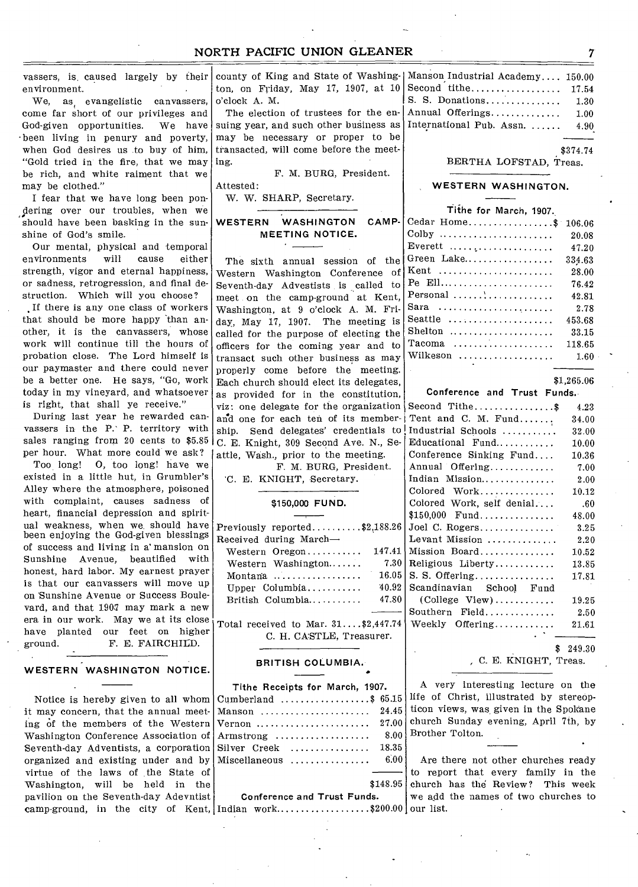vassers, is caused largely by their environment.

We, as evangelistic canvassers, come far short of our privileges and God-given opportunities. We have been living in penury and poverty, when God desires us to buy of him, "Gold tried in the fire, that we may be rich, and white raiment that we may be clothed."

I fear that we have long been pondering over our troubles, when we should have been basking in the sunshine of God's smile.

Our mental, physical and temporal environments will cause either strength, vigor and eternal happiness, or sadness, retrogression, and final destruction. Which will you choose?

If there is any one class of workers that should be more happy than another, it is the canvassers, whose work will continue till the hours of probation close. The Lord himself is our paymaster and there could never be a better one. He says, "Go, work today in my vineyard, and whatsoever is right, that shall ye receive."

During last year he rewarded canvassers in the P. P. territory with sales ranging from 20 cents to $5.85 per hour. What more could we ask?

Too long! O, too long! have we existed in a little hut, in Grumbler's Alley where the atmosphere, poisoned with complaint, causes sadness of heart, financial depression and spiritual weakness, when we should have been enjoying the God-given blessings of success and living in a mansion on Sunshine Avenue, beautified with honest, hard labor. My earnest prayer is that our canvassers will move up on Sunshine Avenue or Success Boulevard, and that 1907 may mark a new era in our work. May we at its close have planted our feet on higher ground. F. E. FAIRCHILD.

## WESTERN WASHINGTON NOTICE.

Notice is hereby given to all whom it may concern, that the annual meeting of the members of the Western Washington Conference Association of Seventh-day Adventists, a corporation organized and existing under and by virtue of the laws of the State of Washington, will be held in the pavilion on the Seventh-day Adevntist camp-ground, in the city of Kent, county of King and State of Washington, on Friday, May 17, 1907, at 10 o'clock A. M.

The election of trustees for the ensuing year, and such other business as may be necessary or proper to be transacted, will come before the meeting.

F. M. BURG, President.

Attested:
W. W. SHARP, Secretary.

## WESTERN WASHINGTON CAMP-MEETING NOTICE.

The sixth annual session of the Western Washington Conference of Seventh-day Advestists is called to meet on the camp-ground at Kent, Washington, at 9 o'clock A. M. Friday, May 17, 1907. The meeting is called for the purpose of electing the officers for the coming year and to transact such other business as may properly come before the meeting. Each church should elect its delegates, as provided for in the constitution, viz: one delegate for the organization and one for each ten of its membership. Send delegates' credentials to C. E. Knight, 309 Second Ave. N., Seattle, Wash., prior to the meeting.

F. M. BURG, President.

C. E. KNIGHT, Secretary.

## $150,000 FUND.

| | |
|---|---|
| Previously reported | $2,188.26 |
| Received during March— | |
| Western Oregon | 147.41 |
| Western Washington | 7.30 |
| Montana | 16.05 |
| Upper Columbia | 40.92 |
| British Columbia | 47.80 |
| Total received to Mar. 31 | $2,447.74 |

C. H. CASTLE, Treasurer.

## BRITISH COLUMBIA.

### Tithe Receipts for March, 1907.

| | |
|---|---|
| Cumberland | $ 65.15 |
| Manson | 24.45 |
| Vernon | 27.00 |
| Armstrong | 8.00 |
| Silver Creek | 18.35 |
| Miscellaneous | 6.00 |
| | $148.95 |

### Conference and Trust Funds.

| | |
|---|---|
| Indian work | $200.00 |
| Manson Industrial Academy | 150.00 |
| Second tithe | 17.54 |
| S. S. Donations | 1.30 |
| Annual Offerings | 1.00 |
| International Pub. Assn. | 4.90 |
| | $374.74 |

BERTHA LOFSTAD, Treas.

## WESTERN WASHINGTON.

### Tithe for March, 1907.

| | |
|---|---|
| Cedar Home | $ 106.06 |
| Colby | 20.08 |
| Everett | 47.20 |
| Green Lake | 334.63 |
| Kent | 28.00 |
| Pe Ell | 76.42 |
| Personal | 42.81 |
| Sara | 2.78 |
| Seattle | 453.68 |
| Shelton | 33.15 |
| Tacoma | 118.65 |
| Wilkeson | 1.60 |
| | $1,265.06 |

### Conference and Trust Funds.

| | |
|---|---|
| Second Tithe | $ 4.23 |
| Tent and C. M. Fund | 34.00 |
| Industrial Schools | 32.00 |
| Educational Fund | 10.00 |
| Conference Sinking Fund | 10.36 |
| Annual Offering | 7.00 |
| Indian Mission | 2.00 |
| Colored Work | 10.12 |
| Colored Work, self denial | .60 |
| $150,000 Fund | 48.00 |
| Joel C. Rogers | 3.25 |
| Levant Mission | 2.20 |
| Mission Board | 10.52 |
| Religious Liberty | 13.85 |
| S. S. Offering | 17.81 |
| Scandinavian School Fund (College View) | 19.25 |
| Southern Field | 2.50 |
| Weekly Offering | 21.61 |
| | $ 249.30 |

C. E. KNIGHT, Treas.

A very interesting lecture on the life of Christ, illustrated by stereopticon views, was given in the Spokane church Sunday evening, April 7th, by Brother Tolton.

Are there not other churches ready to report that every family in the church has the Review? This week we add the names of two churches to our list.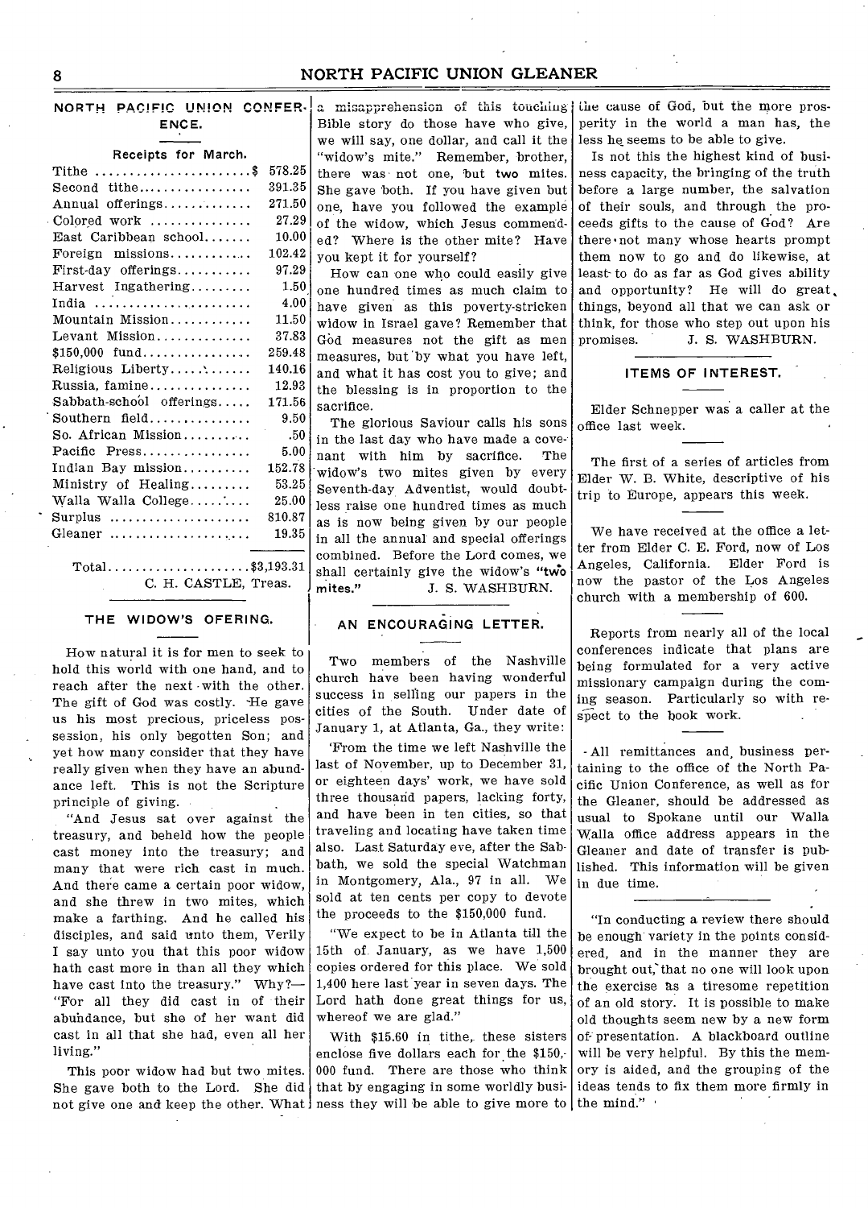## NORTH PACIFIC UNION CONFERENCE.

### Receipts for March.

| | |
|---|---|
| Tithe | $ 578.25 |
| Second tithe | 391.35 |
| Annual offerings | 271.50 |
| Colored work | 27.29 |
| East Caribbean school | 10.00 |
| Foreign missions | 102.42 |
| First-day offerings | 97.29 |
| Harvest Ingathering | 1.50 |
| India | 4.00 |
| Mountain Mission | 11.50 |
| Levant Mission | 37.83 |
| $150,000 fund | 259.48 |
| Religious Liberty | 140.16 |
| Russia, famine | 12.93 |
| Sabbath-school offerings | 171.56 |
| Southern field | 9.50 |
| So. African Mission | .50 |
| Pacific Press | 5.00 |
| Indian Bay mission | 152.78 |
| Ministry of Healing | 53.25 |
| Walla Walla College | 25.00 |
| Surplus | 810.87 |
| Gleaner | 19.35 |
| Total | $3,193.31 |

C. H. CASTLE, Treas.

### THE WIDOW'S OFERING.

How natural it is for men to seek to hold this world with one hand, and to reach after the next with the other. The gift of God was costly. He gave us his most precious, priceless possession, his only begotten Son; and yet how many consider that they have really given when they have an abundance left. This is not the Scripture principle of giving.

"And Jesus sat over against the treasury, and beheld how the people cast money into the treasury; and many that were rich cast in much. And there came a certain poor widow, and she threw in two mites, which make a farthing. And he called his disciples, and said unto them, Verily I say unto you that this poor widow hath cast more in than all they which have cast into the treasury." Why?—"For all they did cast in of their abundance, but she of her want did cast in all that she had, even all her living."

This poor widow had but two mites. She gave both to the Lord. She did not give one and keep the other. What a misapprehension of this touching Bible story do those have who give, we will say, one dollar, and call it the "widow's mite." Remember, brother, there was not one, but two mites. She gave both. If you have given but one, have you followed the example of the widow, which Jesus commended? Where is the other mite? Have you kept it for yourself?

How can one who could easily give one hundred times as much claim to have given as this poverty-stricken widow in Israel gave? Remember that God measures not the gift as men measures, but by what you have left, and what it has cost you to give; and the blessing is in proportion to the sacrifice.

The glorious Saviour calls his sons in the last day who have made a covenant with him by sacrifice. The widow's two mites given by every Seventh-day Adventist, would doubtless raise one hundred times as much as is now being given by our people in all the annual and special offerings combined. Before the Lord comes, we shall certainly give the widow's **"two mites."**

J. S. WASHBURN.

### AN ENCOURAGING LETTER.

Two members of the Nashville church have been having wonderful success in selling our papers in the cities of the South. Under date of January 1, at Atlanta, Ga., they write:

'From the time we left Nashville the last of November, up to December 31, or eighteen days' work, we have sold three thousand papers, lacking forty, and have been in ten cities, so that traveling and locating have taken time also. Last Saturday eve, after the Sabbath, we sold the special Watchman in Montgomery, Ala., 97 in all. We sold at ten cents per copy to devote the proceeds to the $150,000 fund.

"We expect to be in Atlanta till the 15th of January, as we have 1,500 copies ordered for this place. We sold 1,400 here last year in seven days. The Lord hath done great things for us, whereof we are glad."

With $15.60 in tithe, these sisters enclose five dollars each for the $150,000 fund. There are those who think that by engaging in some worldly business they will be able to give more to the cause of God, but the more prosperity in the world a man has, the less he seems to be able to give.

Is not this the highest kind of business capacity, the bringing of the truth before a large number, the salvation of their souls, and through the proceeds gifts to the cause of God? Are there not many whose hearts prompt them now to go and do likewise, at least to do as far as God gives ability and opportunity? He will do great things, beyond all that we can ask or think, for those who step out upon his promises.

J. S. WASHBURN.

### ITEMS OF INTEREST.

Elder Schnepper was a caller at the office last week.

The first of a series of articles from Elder W. B. White, descriptive of his trip to Europe, appears this week.

We have received at the office a letter from Elder C. E. Ford, now of Los Angeles, California. Elder Ford is now the pastor of the Los Angeles church with a membership of 600.

Reports from nearly all of the local conferences indicate that plans are being formulated for a very active missionary campaign during the coming season. Particularly so with respect to the book work.

All remittances and business pertaining to the office of the North Pacific Union Conference, as well as for the Gleaner, should be addressed as usual to Spokane until our Walla Walla office address appears in the Gleaner and date of transfer is published. This information will be given in due time.

"In conducting a review there should be enough variety in the points considered, and in the manner they are brought out, that no one will look upon the exercise as a tiresome repetition of an old story. It is possible to make old thoughts seem new by a new form of presentation. A blackboard outline will be very helpful. By this the memory is aided, and the grouping of the ideas tends to fix them more firmly in the mind."